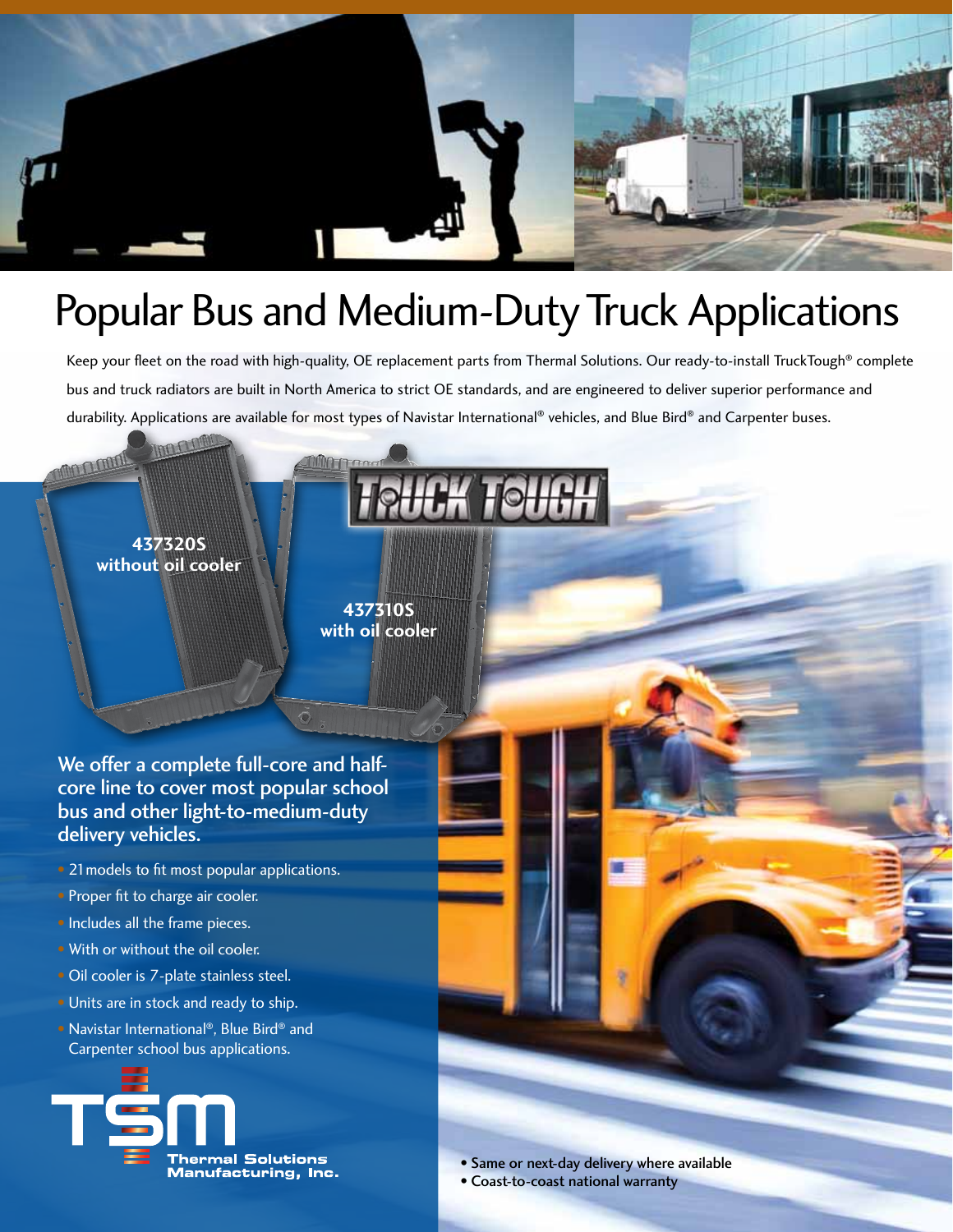# Popular Bus and Medium-Duty Truck Applications

Keep your fleet on the road with high-quality, OE replacement parts from Thermal Solutions. Our ready-to-install TruckTough® complete bus and truck radiators are built in North America to strict OE standards, and are engineered to deliver superior performance and durability. Applications are available for most types of Navistar International® vehicles, and Blue Bird® and Carpenter buses.

TRUCK TOUGH

**437320S**
**without oil cooler**

**437310S**
**with oil cooler**

## We offer a complete full-core and half-core line to cover most popular school bus and other light-to-medium-duty delivery vehicles.

- 21 models to fit most popular applications.
- Proper fit to charge air cooler.
- Includes all the frame pieces.
- With or without the oil cooler.
- Oil cooler is 7-plate stainless steel.
- Units are in stock and ready to ship.
- Navistar International®, Blue Bird® and Carpenter school bus applications.

TSM
Thermal Solutions Manufacturing, Inc.

- Same or next-day delivery where available
- Coast-to-coast national warranty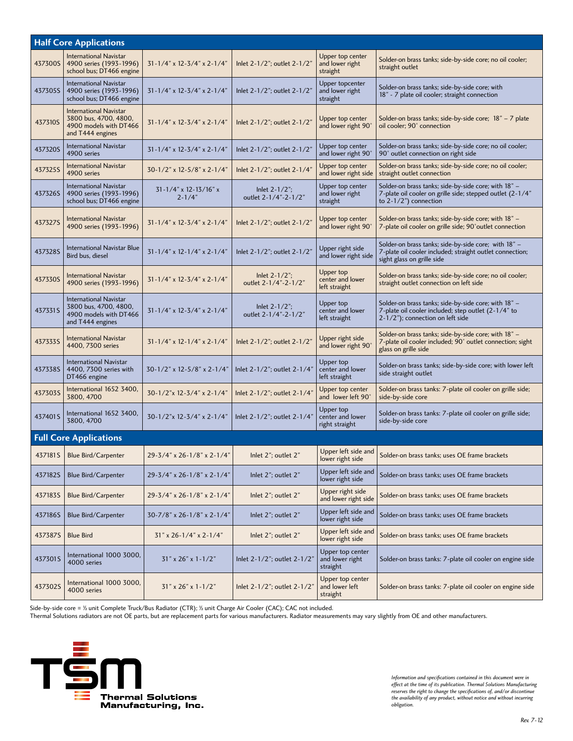| | | | | | |
|---|---|---|---|---|---|
| **Half Core Applications** | | | | | |
| 437300S | International Navistar 4900 series (1993-1996) school bus; DT466 engine | 31-1/4" x 12-3/4" x 2-1/4" | Inlet 2-1/2"; outlet 2-1/2" | Upper top center and lower right straight | Solder-on brass tanks; side-by-side core; no oil cooler; straight outlet |
| 437305S | International Navistar 4900 series (1993-1996) school bus; DT466 engine | 31-1/4" x 12-3/4" x 2-1/4" | Inlet 2-1/2"; outlet 2-1/2" | Upper topcenter and lower right straight | Solder-on brass tanks; side-by-side core; with 18" - 7 plate oil cooler; straight connection |
| 437310S | International Navistar 3800 bus, 4700, 4800, 4900 models with DT466 and T444 engines | 31-1/4" x 12-3/4" x 2-1/4" | Inlet 2-1/2"; outlet 2-1/2" | Upper top center and lower right 90˚ | Solder-on brass tanks; side-by-side core; 18" – 7 plate oil cooler; 90˚ connection |
| 437320S | International Navistar 4900 series | 31-1/4" x 12-3/4" x 2-1/4" | Inlet 2-1/2"; outlet 2-1/2" | Upper top center and lower right 90˚ | Solder-on brass tanks; side-by-side core; no oil cooler; 90˚ outlet connection on right side |
| 437325S | International Navistar 4900 series | 30-1/2" x 12-5/8" x 2-1/4" | Inlet 2-1/2"; outlet 2-1/4" | Upper top center and lower right side | Solder-on brass tanks; side-by-side core; no oil cooler; straight outlet connection |
| 437326S | International Navistar 4900 series (1993-1996) school bus; DT466 engine | 31-1/4" x 12-13/16" x 2-1/4" | Inlet 2-1/2"; outlet 2-1/4"-2-1/2" | Upper top center and lower right straight | Solder-on brass tanks; side-by-side core; with 18" – 7-plate oil cooler on grille side; stepped outlet (2-1/4" to 2-1/2") connection |
| 437327S | International Navistar 4900 series (1993-1996) | 31-1/4" x 12-3/4" x 2-1/4" | Inlet 2-1/2"; outlet 2-1/2" | Upper top center and lower right 90˚ | Solder-on brass tanks; side-by-side core; with 18" – 7-plate oil cooler on grille side; 90˚outlet connection |
| 437328S | International Navistar Blue Bird bus, diesel | 31-1/4" x 12-1/4" x 2-1/4" | Inlet 2-1/2"; outlet 2-1/2" | Upper right side and lower right side | Solder-on brass tanks; side-by-side core; with 18" – 7-plate oil cooler included; straight outlet connection; sight glass on grille side |
| 437330S | International Navistar 4900 series (1993-1996) | 31-1/4" x 12-3/4" x 2-1/4" | Inlet 2-1/2"; outlet 2-1/4"-2-1/2" | Upper top center and lower left straight | Solder-on brass tanks; side-by-side core; no oil cooler; straight outlet connection on left side |
| 437331S | International Navistar 3800 bus, 4700, 4800, 4900 models with DT466 and T444 engines | 31-1/4" x 12-3/4" x 2-1/4" | Inlet 2-1/2"; outlet 2-1/4"-2-1/2" | Upper top center and lower left straight | Solder-on brass tanks; side-by-side core; with 18" – 7-plate oil cooler included; step outlet (2-1/4" to 2-1/2"); connection on left side |
| 437333S | International Navistar 4400, 7300 series | 31-1/4" x 12-1/4" x 2-1/4" | Inlet 2-1/2"; outlet 2-1/2" | Upper right side and lower right 90˚ | Solder-on brass tanks; side-by-side core; with 18" – 7-plate oil cooler included; 90˚ outlet connection; sight glass on grille side |
| 437338S | International Navistar 4400, 7300 series with DT466 engine | 30-1/2" x 12-5/8" x 2-1/4" | Inlet 2-1/2"; outlet 2-1/4" | Upper top center and lower left straight | Solder-on brass tanks; side-by-side core; with lower left side straight outlet |
| 437303S | International 1652 3400, 3800, 4700 | 30-1/2"x 12-3/4" x 2-1/4" | Inlet 2-1/2"; outlet 2-1/4" | Upper top center and lower left 90˚ | Solder-on brass tanks: 7-plate oil cooler on grille side; side-by-side core |
| 437401S | International 1652 3400, 3800, 4700 | 30-1/2"x 12-3/4" x 2-1/4" | Inlet 2-1/2"; outlet 2-1/4" | Upper top center and lower right straight | Solder-on brass tanks: 7-plate oil cooler on grille side; side-by-side core |
| **Full Core Applications** | | | | | |
| 437181S | Blue Bird/Carpenter | 29-3/4" x 26-1/8" x 2-1/4" | Inlet 2"; outlet 2" | Upper left side and lower right side | Solder-on brass tanks; uses OE frame brackets |
| 437182S | Blue Bird/Carpenter | 29-3/4" x 26-1/8" x 2-1/4" | Inlet 2"; outlet 2" | Upper left side and lower right side | Solder-on brass tanks; uses OE frame brackets |
| 437183S | Blue Bird/Carpenter | 29-3/4" x 26-1/8" x 2-1/4" | Inlet 2"; outlet 2" | Upper right side and lower right side | Solder-on brass tanks; uses OE frame brackets |
| 437186S | Blue Bird/Carpenter | 30-7/8" x 26-1/8" x 2-1/4" | Inlet 2"; outlet 2" | Upper left side and lower right side | Solder-on brass tanks; uses OE frame brackets |
| 437387S | Blue Bird | 31" x 26-1/4" x 2-1/4" | Inlet 2"; outlet 2" | Upper left side and lower right side | Solder-on brass tanks; uses OE frame brackets |
| 437301S | International 1000 3000, 4000 series | 31" x 26" x 1-1/2" | Inlet 2-1/2"; outlet 2-1/2" | Upper top center and lower right straight | Solder-on brass tanks: 7-plate oil cooler on engine side |
| 437302S | International 1000 3000, 4000 series | 31" x 26" x 1-1/2" | Inlet 2-1/2"; outlet 2-1/2" | Upper top center and lower left straight | Solder-on brass tanks: 7-plate oil cooler on engine side |

Side-by-side core = ½ unit Complete Truck/Bus Radiator (CTR); ½ unit Charge Air Cooler (CAC); CAC not included.

Thermal Solutions radiators are not OE parts, but are replacement parts for various manufacturers. Radiator measurements may vary slightly from OE and other manufacturers.

TSM
**Thermal Solutions Manufacturing, Inc.**

*Information and specifications contained in this document were in effect at the time of its publication. Thermal Solutions Manufacturing reserves the right to change the specifications of, and/or discontinue the availability of any product, without notice and without incurring obligation.*

Rev. 7-12